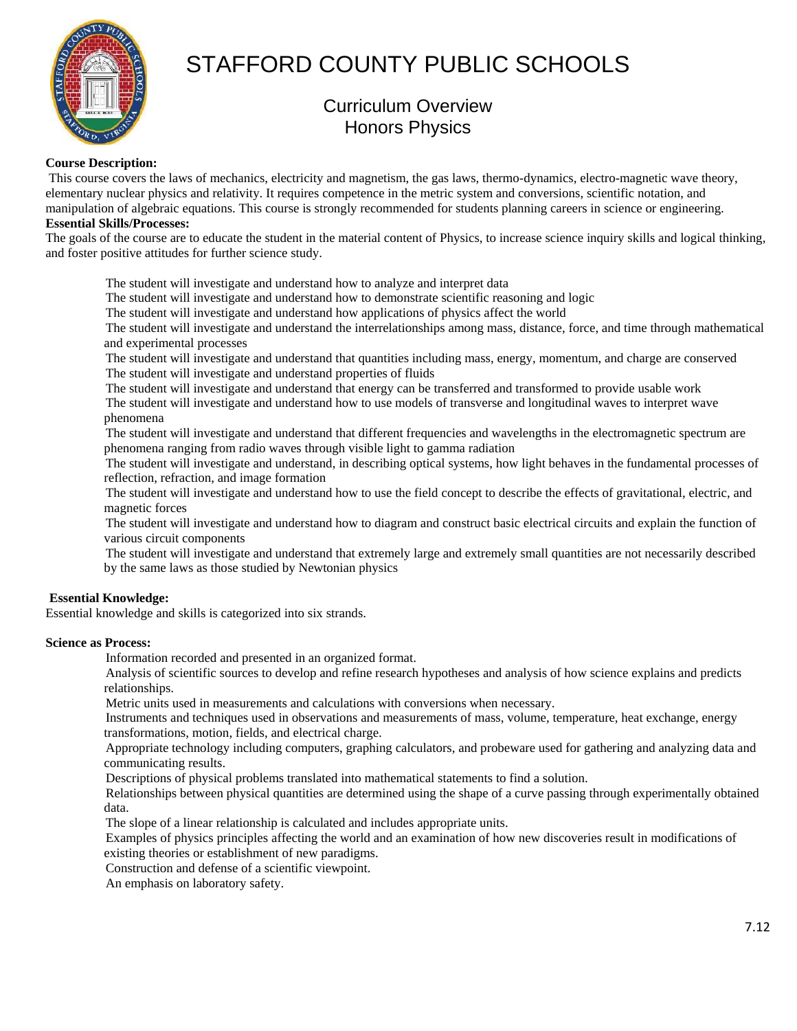# STAFFORD COUNTY PUBLIC SCHOOLS

## Curriculum Overview
## Honors Physics

**Course Description:**

This course covers the laws of mechanics, electricity and magnetism, the gas laws, thermo-dynamics, electro-magnetic wave theory, elementary nuclear physics and relativity. It requires competence in the metric system and conversions, scientific notation, and manipulation of algebraic equations. This course is strongly recommended for students planning careers in science or engineering.

**Essential Skills/Processes:**

The goals of the course are to educate the student in the material content of Physics, to increase science inquiry skills and logical thinking, and foster positive attitudes for further science study.

- The student will investigate and understand how to analyze and interpret data
- The student will investigate and understand how to demonstrate scientific reasoning and logic
- The student will investigate and understand how applications of physics affect the world
- The student will investigate and understand the interrelationships among mass, distance, force, and time through mathematical and experimental processes
- The student will investigate and understand that quantities including mass, energy, momentum, and charge are conserved
- The student will investigate and understand properties of fluids
- The student will investigate and understand that energy can be transferred and transformed to provide usable work
- The student will investigate and understand how to use models of transverse and longitudinal waves to interpret wave phenomena
- The student will investigate and understand that different frequencies and wavelengths in the electromagnetic spectrum are phenomena ranging from radio waves through visible light to gamma radiation
- The student will investigate and understand, in describing optical systems, how light behaves in the fundamental processes of reflection, refraction, and image formation
- The student will investigate and understand how to use the field concept to describe the effects of gravitational, electric, and magnetic forces
- The student will investigate and understand how to diagram and construct basic electrical circuits and explain the function of various circuit components
- The student will investigate and understand that extremely large and extremely small quantities are not necessarily described by the same laws as those studied by Newtonian physics

**Essential Knowledge:**

Essential knowledge and skills is categorized into six strands.

**Science as Process:**

- Information recorded and presented in an organized format.
- Analysis of scientific sources to develop and refine research hypotheses and analysis of how science explains and predicts relationships.
- Metric units used in measurements and calculations with conversions when necessary.
- Instruments and techniques used in observations and measurements of mass, volume, temperature, heat exchange, energy transformations, motion, fields, and electrical charge.
- Appropriate technology including computers, graphing calculators, and probeware used for gathering and analyzing data and communicating results.
- Descriptions of physical problems translated into mathematical statements to find a solution.
- Relationships between physical quantities are determined using the shape of a curve passing through experimentally obtained data.
- The slope of a linear relationship is calculated and includes appropriate units.
- Examples of physics principles affecting the world and an examination of how new discoveries result in modifications of existing theories or establishment of new paradigms.
- Construction and defense of a scientific viewpoint.
- An emphasis on laboratory safety.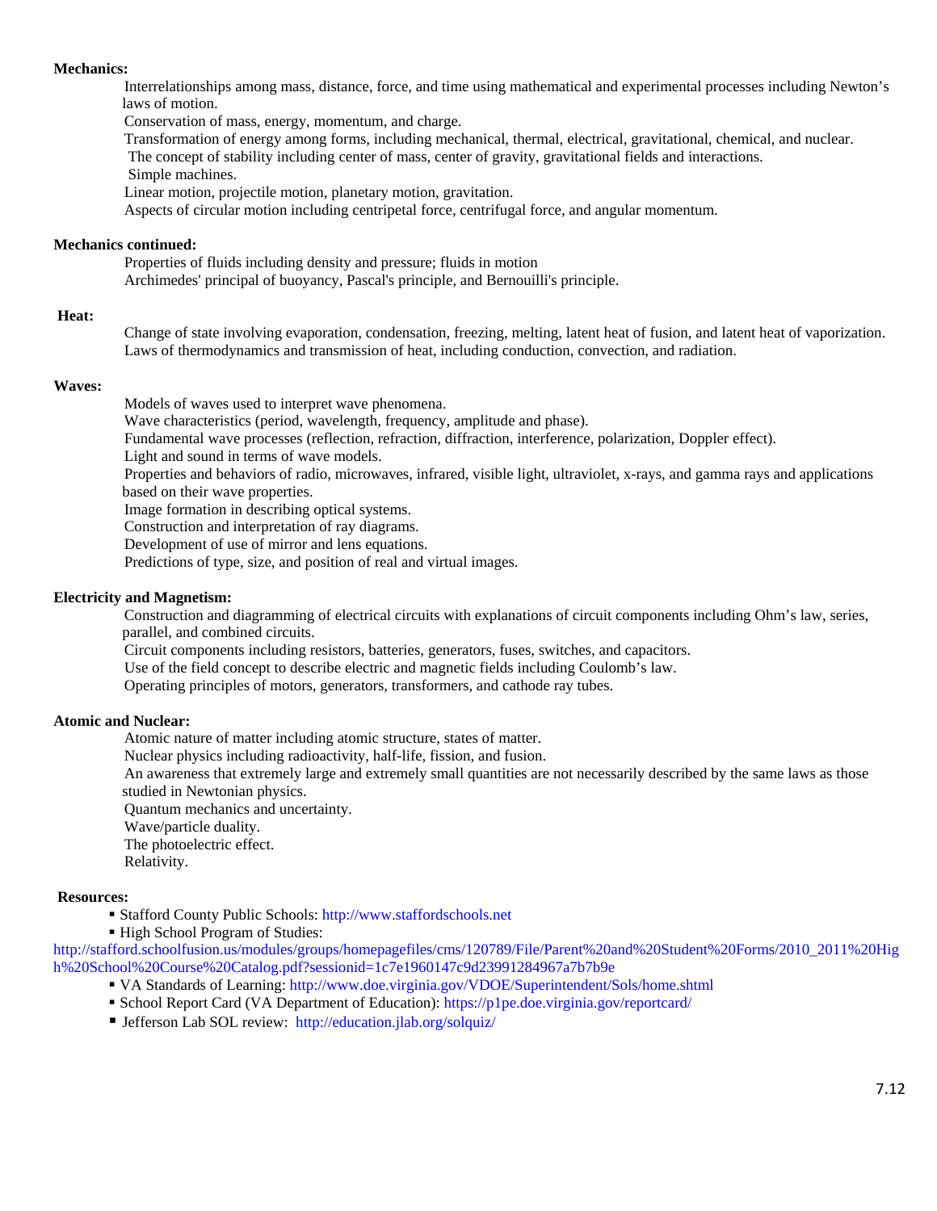**Mechanics:**

Interrelationships among mass, distance, force, and time using mathematical and experimental processes including Newton's laws of motion.
Conservation of mass, energy, momentum, and charge.
Transformation of energy among forms, including mechanical, thermal, electrical, gravitational, chemical, and nuclear.
The concept of stability including center of mass, center of gravity, gravitational fields and interactions.
Simple machines.
Linear motion, projectile motion, planetary motion, gravitation.
Aspects of circular motion including centripetal force, centrifugal force, and angular momentum.

**Mechanics continued:**

Properties of fluids including density and pressure; fluids in motion
Archimedes' principal of buoyancy, Pascal's principle, and Bernouilli's principle.

**Heat:**

Change of state involving evaporation, condensation, freezing, melting, latent heat of fusion, and latent heat of vaporization.
Laws of thermodynamics and transmission of heat, including conduction, convection, and radiation.

**Waves:**

Models of waves used to interpret wave phenomena.
Wave characteristics (period, wavelength, frequency, amplitude and phase).
Fundamental wave processes (reflection, refraction, diffraction, interference, polarization, Doppler effect).
Light and sound in terms of wave models.
Properties and behaviors of radio, microwaves, infrared, visible light, ultraviolet, x-rays, and gamma rays and applications based on their wave properties.
Image formation in describing optical systems.
Construction and interpretation of ray diagrams.
Development of use of mirror and lens equations.
Predictions of type, size, and position of real and virtual images.

**Electricity and Magnetism:**

Construction and diagramming of electrical circuits with explanations of circuit components including Ohm's law, series, parallel, and combined circuits.
Circuit components including resistors, batteries, generators, fuses, switches, and capacitors.
Use of the field concept to describe electric and magnetic fields including Coulomb's law.
Operating principles of motors, generators, transformers, and cathode ray tubes.

**Atomic and Nuclear:**

Atomic nature of matter including atomic structure, states of matter.
Nuclear physics including radioactivity, half-life, fission, and fusion.
An awareness that extremely large and extremely small quantities are not necessarily described by the same laws as those studied in Newtonian physics.
Quantum mechanics and uncertainty.
Wave/particle duality.
The photoelectric effect.
Relativity.

**Resources:**

- Stafford County Public Schools: http://www.staffordschools.net
- High School Program of Studies: http://stafford.schoolfusion.us/modules/groups/homepagefiles/cms/120789/File/Parent%20and%20Student%20Forms/2010_2011%20High%20School%20Course%20Catalog.pdf?sessionid=1c7e1960147c9d23991284967a7b7b9e
- VA Standards of Learning: http://www.doe.virginia.gov/VDOE/Superintendent/Sols/home.shtml
- School Report Card (VA Department of Education): https://p1pe.doe.virginia.gov/reportcard/
- Jefferson Lab SOL review: http://education.jlab.org/solquiz/